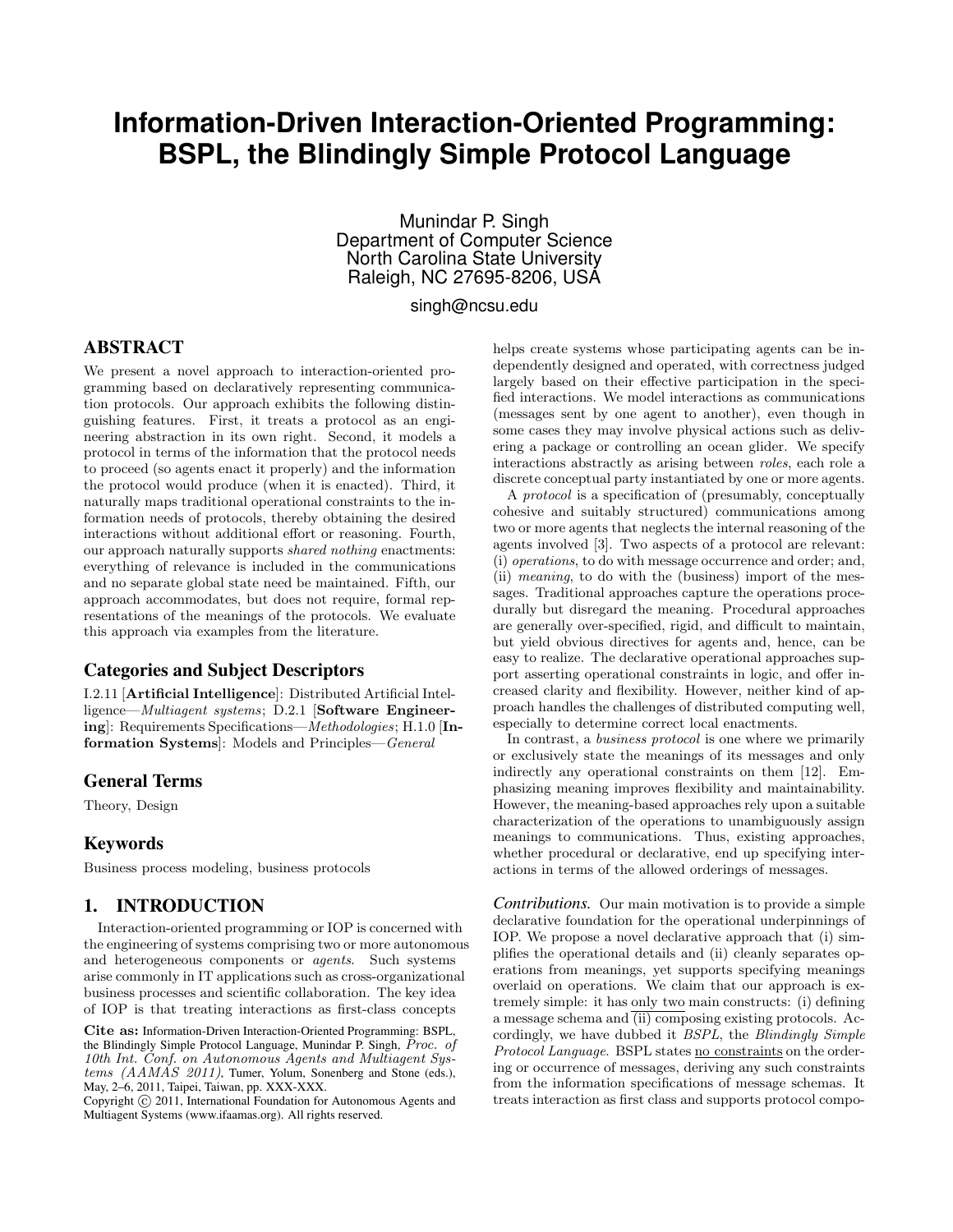# Information-Driven Interaction-Oriented Programming: BSPL, the Blindingly Simple Protocol Language

Munindar P. Singh
Department of Computer Science
North Carolina State University
Raleigh, NC 27695-8206, USA

singh@ncsu.edu

## ABSTRACT

We present a novel approach to interaction-oriented programming based on declaratively representing communication protocols. Our approach exhibits the following distinguishing features. First, it treats a protocol as an engineering abstraction in its own right. Second, it models a protocol in terms of the information that the protocol needs to proceed (so agents enact it properly) and the information the protocol would produce (when it is enacted). Third, it naturally maps traditional operational constraints to the information needs of protocols, thereby obtaining the desired interactions without additional effort or reasoning. Fourth, our approach naturally supports *shared nothing* enactments: everything of relevance is included in the communications and no separate global state need be maintained. Fifth, our approach accommodates, but does not require, formal representations of the meanings of the protocols. We evaluate this approach via examples from the literature.

### Categories and Subject Descriptors

I.2.11 [**Artificial Intelligence**]: Distributed Artificial Intelligence—*Multiagent systems*; D.2.1 [**Software Engineering**]: Requirements Specifications—*Methodologies*; H.1.0 [**Information Systems**]: Models and Principles—*General*

### General Terms

Theory, Design

### Keywords

Business process modeling, business protocols

## 1. INTRODUCTION

Interaction-oriented programming or IOP is concerned with the engineering of systems comprising two or more autonomous and heterogeneous components or *agents*. Such systems arise commonly in IT applications such as cross-organizational business processes and scientific collaboration. The key idea of IOP is that treating interactions as first-class concepts helps create systems whose participating agents can be independently designed and operated, with correctness judged largely based on their effective participation in the specified interactions. We model interactions as communications (messages sent by one agent to another), even though in some cases they may involve physical actions such as delivering a package or controlling an ocean glider. We specify interactions abstractly as arising between *roles*, each role a discrete conceptual party instantiated by one or more agents.

A *protocol* is a specification of (presumably, conceptually cohesive and suitably structured) communications among two or more agents that neglects the internal reasoning of the agents involved [3]. Two aspects of a protocol are relevant: (i) *operations*, to do with message occurrence and order; and, (ii) *meaning*, to do with the (business) import of the messages. Traditional approaches capture the operations procedurally but disregard the meaning. Procedural approaches are generally over-specified, rigid, and difficult to maintain, but yield obvious directives for agents and, hence, can be easy to realize. The declarative operational approaches support asserting operational constraints in logic, and offer increased clarity and flexibility. However, neither kind of approach handles the challenges of distributed computing well, especially to determine correct local enactments.

In contrast, a *business protocol* is one where we primarily or exclusively state the meanings of its messages and only indirectly any operational constraints on them [12]. Emphasizing meaning improves flexibility and maintainability. However, the meaning-based approaches rely upon a suitable characterization of the operations to unambiguously assign meanings to communications. Thus, existing approaches, whether procedural or declarative, end up specifying interactions in terms of the allowed orderings of messages.

***Contributions.*** Our main motivation is to provide a simple declarative foundation for the operational underpinnings of IOP. We propose a novel declarative approach that (i) simplifies the operational details and (ii) cleanly separates operations from meanings, yet supports specifying meanings overlaid on operations. We claim that our approach is extremely simple: it has only two main constructs: (i) defining a message schema and (ii) composing existing protocols. Accordingly, we have dubbed it *BSPL*, the *Blindingly Simple Protocol Language.* BSPL states no constraints on the ordering or occurrence of messages, deriving any such constraints from the information specifications of message schemas. It treats interaction as first class and supports protocol compo-

**Cite as:** Information-Driven Interaction-Oriented Programming: BSPL, the Blindingly Simple Protocol Language, Munindar P. Singh, *Proc. of 10th Int. Conf. on Autonomous Agents and Multiagent Systems (AAMAS 2011)*, Tumer, Yolum, Sonenberg and Stone (eds.), May, 2–6, 2011, Taipei, Taiwan, pp. XXX-XXX.
Copyright © 2011, International Foundation for Autonomous Agents and Multiagent Systems (www.ifaamas.org). All rights reserved.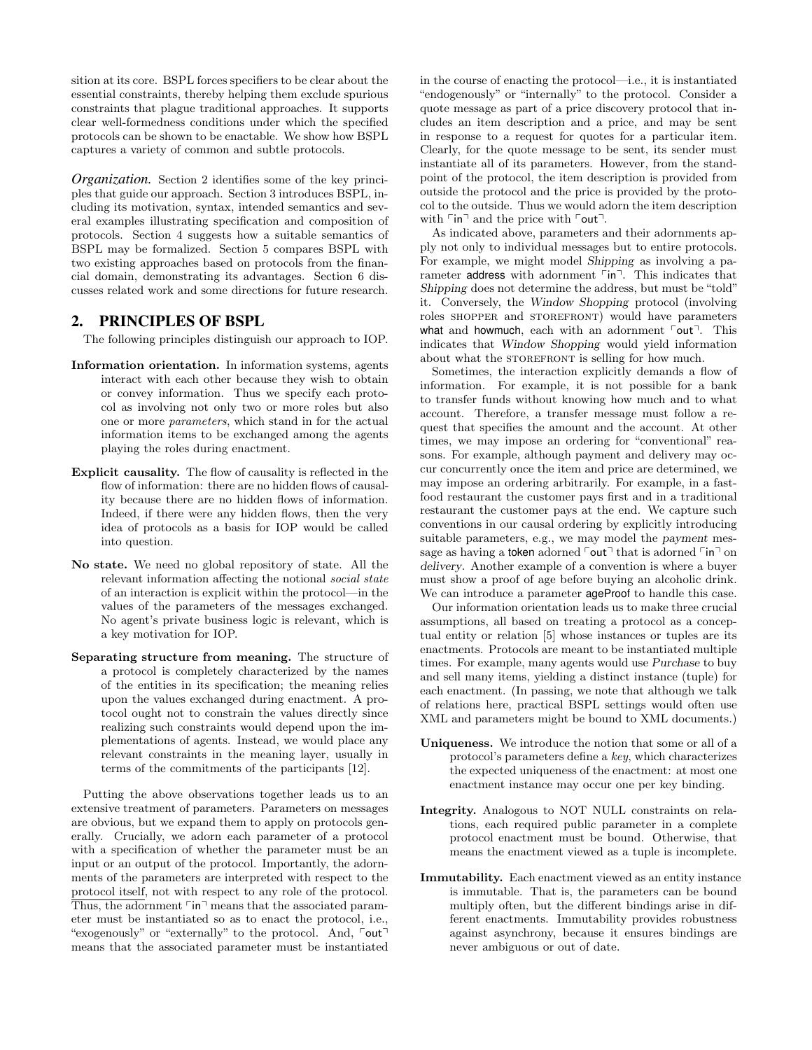sition at its core. BSPL forces specifiers to be clear about the essential constraints, thereby helping them exclude spurious constraints that plague traditional approaches. It supports clear well-formedness conditions under which the specified protocols can be shown to be enactable. We show how BSPL captures a variety of common and subtle protocols.

***Organization.*** Section 2 identifies some of the key principles that guide our approach. Section 3 introduces BSPL, including its motivation, syntax, intended semantics and several examples illustrating specification and composition of protocols. Section 4 suggests how a suitable semantics of BSPL may be formalized. Section 5 compares BSPL with two existing approaches based on protocols from the financial domain, demonstrating its advantages. Section 6 discusses related work and some directions for future research.

## 2. PRINCIPLES OF BSPL

The following principles distinguish our approach to IOP.

- **Information orientation.** In information systems, agents interact with each other because they wish to obtain or convey information. Thus we specify each protocol as involving not only two or more roles but also one or more *parameters*, which stand in for the actual information items to be exchanged among the agents playing the roles during enactment.
- **Explicit causality.** The flow of causality is reflected in the flow of information: there are no hidden flows of causality because there are no hidden flows of information. Indeed, if there were any hidden flows, then the very idea of protocols as a basis for IOP would be called into question.
- **No state.** We need no global repository of state. All the relevant information affecting the notional *social state* of an interaction is explicit within the protocol—in the values of the parameters of the messages exchanged. No agent's private business logic is relevant, which is a key motivation for IOP.
- **Separating structure from meaning.** The structure of a protocol is completely characterized by the names of the entities in its specification; the meaning relies upon the values exchanged during enactment. A protocol ought not to constrain the values directly since realizing such constraints would depend upon the implementations of agents. Instead, we would place any relevant constraints in the meaning layer, usually in terms of the commitments of the participants [12].

Putting the above observations together leads us to an extensive treatment of parameters. Parameters on messages are obvious, but we expand them to apply on protocols generally. Crucially, we adorn each parameter of a protocol with a specification of whether the parameter must be an input or an output of the protocol. Importantly, the adornments of the parameters are interpreted with respect to the protocol itself, not with respect to any role of the protocol. Thus, the adornment ⌜in⌝ means that the associated parameter must be instantiated so as to enact the protocol, i.e., "exogenously" or "externally" to the protocol. And, ⌜out⌝ means that the associated parameter must be instantiated in the course of enacting the protocol—i.e., it is instantiated "endogenously" or "internally" to the protocol. Consider a quote message as part of a price discovery protocol that includes an item description and a price, and may be sent in response to a request for quotes for a particular item. Clearly, for the quote message to be sent, its sender must instantiate all of its parameters. However, from the standpoint of the protocol, the item description is provided from outside the protocol and the price is provided by the protocol to the outside. Thus we would adorn the item description with ⌜in⌝ and the price with ⌜out⌝.

As indicated above, parameters and their adornments apply not only to individual messages but to entire protocols. For example, we might model *Shipping* as involving a parameter address with adornment ⌜in⌝. This indicates that *Shipping* does not determine the address, but must be "told" it. Conversely, the *Window Shopping* protocol (involving roles SHOPPER and STOREFRONT) would have parameters what and howmuch, each with an adornment ⌜out⌝. This indicates that *Window Shopping* would yield information about what the STOREFRONT is selling for how much.

Sometimes, the interaction explicitly demands a flow of information. For example, it is not possible for a bank to transfer funds without knowing how much and to what account. Therefore, a transfer message must follow a request that specifies the amount and the account. At other times, we may impose an ordering for "conventional" reasons. For example, although payment and delivery may occur concurrently once the item and price are determined, we may impose an ordering arbitrarily. For example, in a fast-food restaurant the customer pays first and in a traditional restaurant the customer pays at the end. We capture such conventions in our causal ordering by explicitly introducing suitable parameters, e.g., we may model the *payment* message as having a token adorned ⌜out⌝ that is adorned ⌜in⌝ on *delivery*. Another example of a convention is where a buyer must show a proof of age before buying an alcoholic drink. We can introduce a parameter ageProof to handle this case.

Our information orientation leads us to make three crucial assumptions, all based on treating a protocol as a conceptual entity or relation [5] whose instances or tuples are its enactments. Protocols are meant to be instantiated multiple times. For example, many agents would use *Purchase* to buy and sell many items, yielding a distinct instance (tuple) for each enactment. (In passing, we note that although we talk of relations here, practical BSPL settings would often use XML and parameters might be bound to XML documents.)

- **Uniqueness.** We introduce the notion that some or all of a protocol's parameters define a *key*, which characterizes the expected uniqueness of the enactment: at most one enactment instance may occur one per key binding.
- **Integrity.** Analogous to NOT NULL constraints on relations, each required public parameter in a complete protocol enactment must be bound. Otherwise, that means the enactment viewed as a tuple is incomplete.
- **Immutability.** Each enactment viewed as an entity instance is immutable. That is, the parameters can be bound multiply often, but the different bindings arise in different enactments. Immutability provides robustness against asynchrony, because it ensures bindings are never ambiguous or out of date.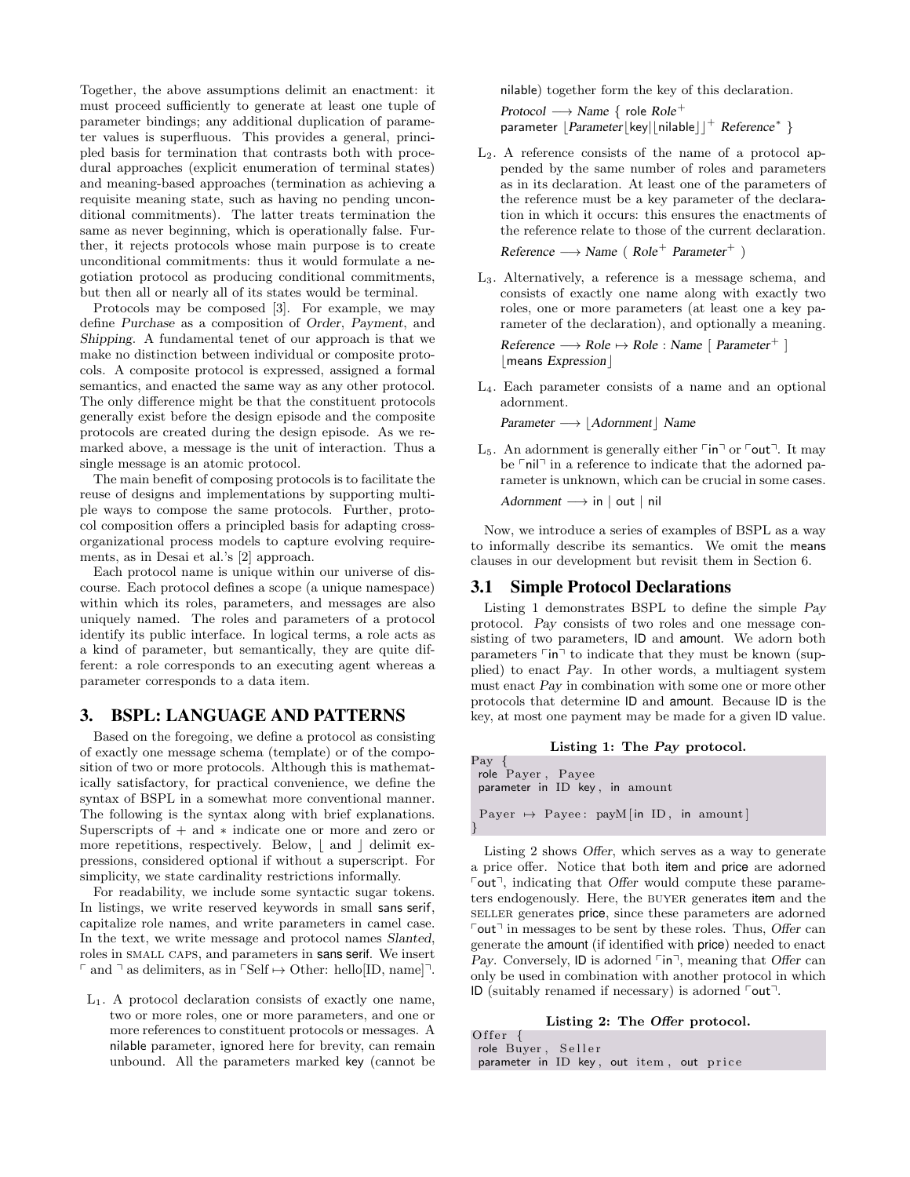Together, the above assumptions delimit an enactment: it must proceed sufficiently to generate at least one tuple of parameter bindings; any additional duplication of parameter values is superfluous. This provides a general, principled basis for termination that contrasts both with procedural approaches (explicit enumeration of terminal states) and meaning-based approaches (termination as achieving a requisite meaning state, such as having no pending unconditional commitments). The latter treats termination the same as never beginning, which is operationally false. Further, it rejects protocols whose main purpose is to create unconditional commitments: thus it would formulate a negotiation protocol as producing conditional commitments, but then all or nearly all of its states would be terminal.

Protocols may be composed [3]. For example, we may define *Purchase* as a composition of *Order*, *Payment*, and *Shipping*. A fundamental tenet of our approach is that we make no distinction between individual or composite protocols. A composite protocol is expressed, assigned a formal semantics, and enacted the same way as any other protocol. The only difference might be that the constituent protocols generally exist before the design episode and the composite protocols are created during the design episode. As we remarked above, a message is the unit of interaction. Thus a single message is an atomic protocol.

The main benefit of composing protocols is to facilitate the reuse of designs and implementations by supporting multiple ways to compose the same protocols. Further, protocol composition offers a principled basis for adapting cross-organizational process models to capture evolving requirements, as in Desai et al.'s [2] approach.

Each protocol name is unique within our universe of discourse. Each protocol defines a scope (a unique namespace) within which its roles, parameters, and messages are also uniquely named. The roles and parameters of a protocol identify its public interface. In logical terms, a role acts as a kind of parameter, but semantically, they are quite different: a role corresponds to an executing agent whereas a parameter corresponds to a data item.

## 3. BSPL: LANGUAGE AND PATTERNS

Based on the foregoing, we define a protocol as consisting of exactly one message schema (template) or of the composition of two or more protocols. Although this is mathematically satisfactory, for practical convenience, we define the syntax of BSPL in a somewhat more conventional manner. The following is the syntax along with brief explanations. Superscripts of $+$ and $*$ indicate one or more and zero or more repetitions, respectively. Below, $\lfloor$ and $\rfloor$ delimit expressions, considered optional if without a superscript. For simplicity, we state cardinality restrictions informally.

For readability, we include some syntactic sugar tokens. In listings, we write reserved keywords in small sans serif, capitalize role names, and write parameters in camel case. In the text, we write message and protocol names *Slanted*, roles in SMALL CAPS, and parameters in sans serif. We insert $\ulcorner$ and $\urcorner$ as delimiters, as in $\ulcorner$Self $\mapsto$ Other: hello[ID, name]$\urcorner$.

- $L_1$. A protocol declaration consists of exactly one name, two or more roles, one or more parameters, and one or more references to constituent protocols or messages. A nilable parameter, ignored here for brevity, can remain unbound. All the parameters marked key (cannot be nilable) together form the key of this declaration.

  *Protocol* $\longrightarrow$ *Name* { role *Role*$^+$ parameter $\lfloor$*Parameter*$\lfloor$key$\rfloor$$\lfloor$nilable$\rfloor$$\rfloor^+$ *Reference*$^*$ }

- $L_2$. A reference consists of the name of a protocol appended by the same number of roles and parameters as in its declaration. At least one of the parameters of the reference must be a key parameter of the declaration in which it occurs: this ensures the enactments of the reference relate to those of the current declaration.

  *Reference* $\longrightarrow$ *Name* ( *Role*$^+$ *Parameter*$^+$ )

- $L_3$. Alternatively, a reference is a message schema, and consists of exactly one name along with exactly two roles, one or more parameters (at least one a key parameter of the declaration), and optionally a meaning.

  *Reference* $\longrightarrow$ *Role* $\mapsto$ *Role* : *Name* [ *Parameter*$^+$ ] $\lfloor$means *Expression*$\rfloor$

- $L_4$. Each parameter consists of a name and an optional adornment.

  *Parameter* $\longrightarrow$ $\lfloor$*Adornment*$\rfloor$ *Name*

- $L_5$. An adornment is generally either $\ulcorner$in$\urcorner$ or $\ulcorner$out$\urcorner$. It may be $\ulcorner$nil$\urcorner$ in a reference to indicate that the adorned parameter is unknown, which can be crucial in some cases.

  *Adornment* $\longrightarrow$ in | out | nil

Now, we introduce a series of examples of BSPL as a way to informally describe its semantics. We omit the means clauses in our development but revisit them in Section 6.

### 3.1 Simple Protocol Declarations

Listing 1 demonstrates BSPL to define the simple *Pay* protocol. *Pay* consists of two roles and one message consisting of two parameters, ID and amount. We adorn both parameters $\ulcorner$in$\urcorner$ to indicate that they must be known (supplied) to enact *Pay*. In other words, a multiagent system must enact *Pay* in combination with some one or more other protocols that determine ID and amount. Because ID is the key, at most one payment may be made for a given ID value.

**Listing 1: The *Pay* protocol.**

```
Pay {
 role Payer, Payee
 parameter in ID key, in amount

 Payer ↦ Payee: payM[in ID, in amount]
}
```

Listing 2 shows *Offer*, which serves as a way to generate a price offer. Notice that both item and price are adorned $\ulcorner$out$\urcorner$, indicating that *Offer* would compute these parameters endogenously. Here, the BUYER generates item and the SELLER generates price, since these parameters are adorned $\ulcorner$out$\urcorner$ in messages to be sent by these roles. Thus, *Offer* can generate the amount (if identified with price) needed to enact *Pay*. Conversely, ID is adorned $\ulcorner$in$\urcorner$, meaning that *Offer* can only be used in combination with another protocol in which ID (suitably renamed if necessary) is adorned $\ulcorner$out$\urcorner$.

**Listing 2: The *Offer* protocol.**

```
Offer {
 role Buyer, Seller
 parameter in ID key, out item, out price
```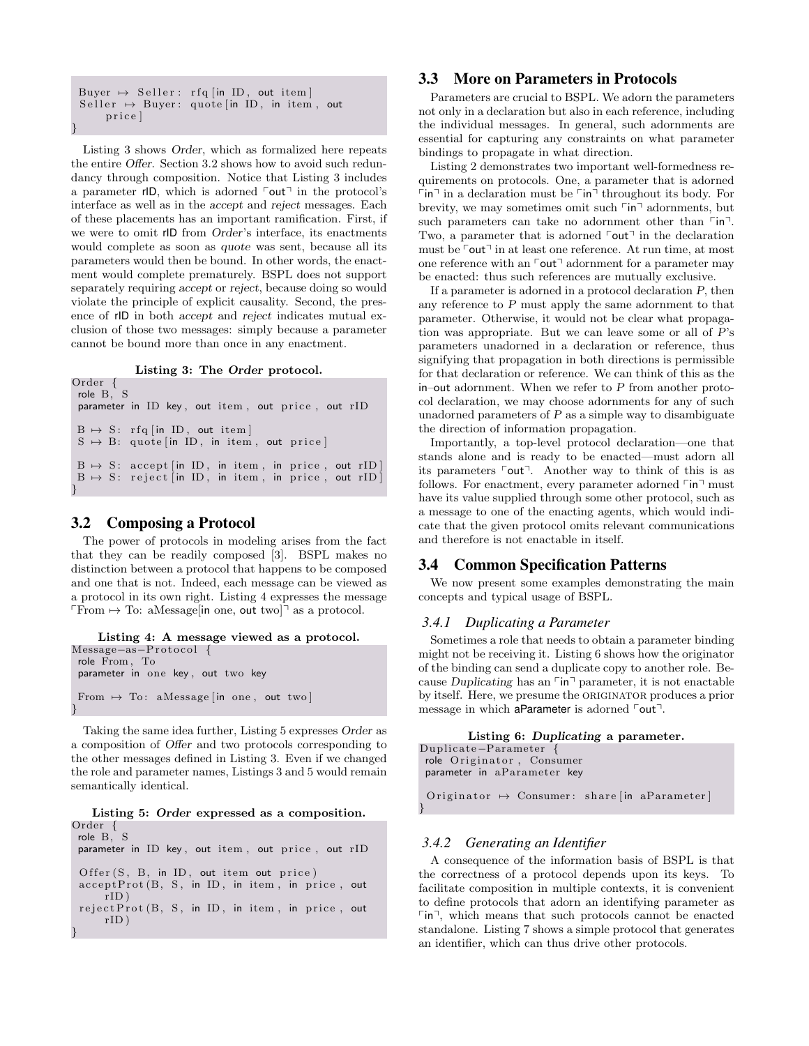```
Buyer ↦ Seller: rfq[in ID, out item]
Seller ↦ Buyer: quote[in ID, in item, out
    price]
}
```

Listing 3 shows *Order*, which as formalized here repeats the entire *Offer*. Section 3.2 shows how to avoid such redundancy through composition. Notice that Listing 3 includes a parameter rID, which is adorned ⌜out⌝ in the protocol's interface as well as in the *accept* and *reject* messages. Each of these placements has an important ramification. First, if we were to omit rID from *Order*'s interface, its enactments would complete as soon as *quote* was sent, because all its parameters would then be bound. In other words, the enactment would complete prematurely. BSPL does not support separately requiring *accept* or *reject*, because doing so would violate the principle of explicit causality. Second, the presence of rID in both *accept* and *reject* indicates mutual exclusion of those two messages: simply because a parameter cannot be bound more than once in any enactment.

**Listing 3: The *Order* protocol.**

```
Order {
 role B, S
 parameter in ID key, out item, out price, out rID

 B ↦ S: rfq[in ID, out item]
 S ↦ B: quote[in ID, in item, out price]

 B ↦ S: accept[in ID, in item, in price, out rID]
 B ↦ S: reject[in ID, in item, in price, out rID]
}
```

## 3.2 Composing a Protocol

The power of protocols in modeling arises from the fact that they can be readily composed [3]. BSPL makes no distinction between a protocol that happens to be composed and one that is not. Indeed, each message can be viewed as a protocol in its own right. Listing 4 expresses the message ⌜From ↦ To: aMessage[in one, out two]⌝ as a protocol.

**Listing 4: A message viewed as a protocol.**

```
Message-as-Protocol {
 role From, To
 parameter in one key, out two key

 From ↦ To: aMessage[in one, out two]
}
```

Taking the same idea further, Listing 5 expresses *Order* as a composition of *Offer* and two protocols corresponding to the other messages defined in Listing 3. Even if we changed the role and parameter names, Listings 3 and 5 would remain semantically identical.

**Listing 5: *Order* expressed as a composition.**

```
Order {
 role B, S
 parameter in ID key, out item, out price, out rID

 Offer(S, B, in ID, out item out price)
 acceptProt(B, S, in ID, in item, in price, out
    rID)
 rejectProt(B, S, in ID, in item, in price, out
    rID)
}
```

## 3.3 More on Parameters in Protocols

Parameters are crucial to BSPL. We adorn the parameters not only in a declaration but also in each reference, including the individual messages. In general, such adornments are essential for capturing any constraints on what parameter bindings to propagate in what direction.

Listing 2 demonstrates two important well-formedness requirements on protocols. One, a parameter that is adorned ⌜in⌝ in a declaration must be ⌜in⌝ throughout its body. For brevity, we may sometimes omit such ⌜in⌝ adornments, but such parameters can take no adornment other than ⌜in⌝. Two, a parameter that is adorned ⌜out⌝ in the declaration must be ⌜out⌝ in at least one reference. At run time, at most one reference with an ⌜out⌝ adornment for a parameter may be enacted: thus such references are mutually exclusive.

If a parameter is adorned in a protocol declaration $P$, then any reference to $P$ must apply the same adornment to that parameter. Otherwise, it would not be clear what propagation was appropriate. But we can leave some or all of $P$'s parameters unadorned in a declaration or reference, thus signifying that propagation in both directions is permissible for that declaration or reference. We can think of this as the in–out adornment. When we refer to $P$ from another protocol declaration, we may choose adornments for any of such unadorned parameters of $P$ as a simple way to disambiguate the direction of information propagation.

Importantly, a top-level protocol declaration—one that stands alone and is ready to be enacted—must adorn all its parameters ⌜out⌝. Another way to think of this is as follows. For enactment, every parameter adorned ⌜in⌝ must have its value supplied through some other protocol, such as a message to one of the enacting agents, which would indicate that the given protocol omits relevant communications and therefore is not enactable in itself.

## 3.4 Common Specification Patterns

We now present some examples demonstrating the main concepts and typical usage of BSPL.

### 3.4.1 Duplicating a Parameter

Sometimes a role that needs to obtain a parameter binding might not be receiving it. Listing 6 shows how the originator of the binding can send a duplicate copy to another role. Because *Duplicating* has an ⌜in⌝ parameter, it is not enactable by itself. Here, we presume the ORIGINATOR produces a prior message in which aParameter is adorned ⌜out⌝.

**Listing 6: *Duplicating* a parameter.**

```
Duplicate-Parameter {
 role Originator, Consumer
 parameter in aParameter key

 Originator ↦ Consumer: share[in aParameter]
}
```

### 3.4.2 Generating an Identifier

A consequence of the information basis of BSPL is that the correctness of a protocol depends upon its keys. To facilitate composition in multiple contexts, it is convenient to define protocols that adorn an identifying parameter as ⌜in⌝, which means that such protocols cannot be enacted standalone. Listing 7 shows a simple protocol that generates an identifier, which can thus drive other protocols.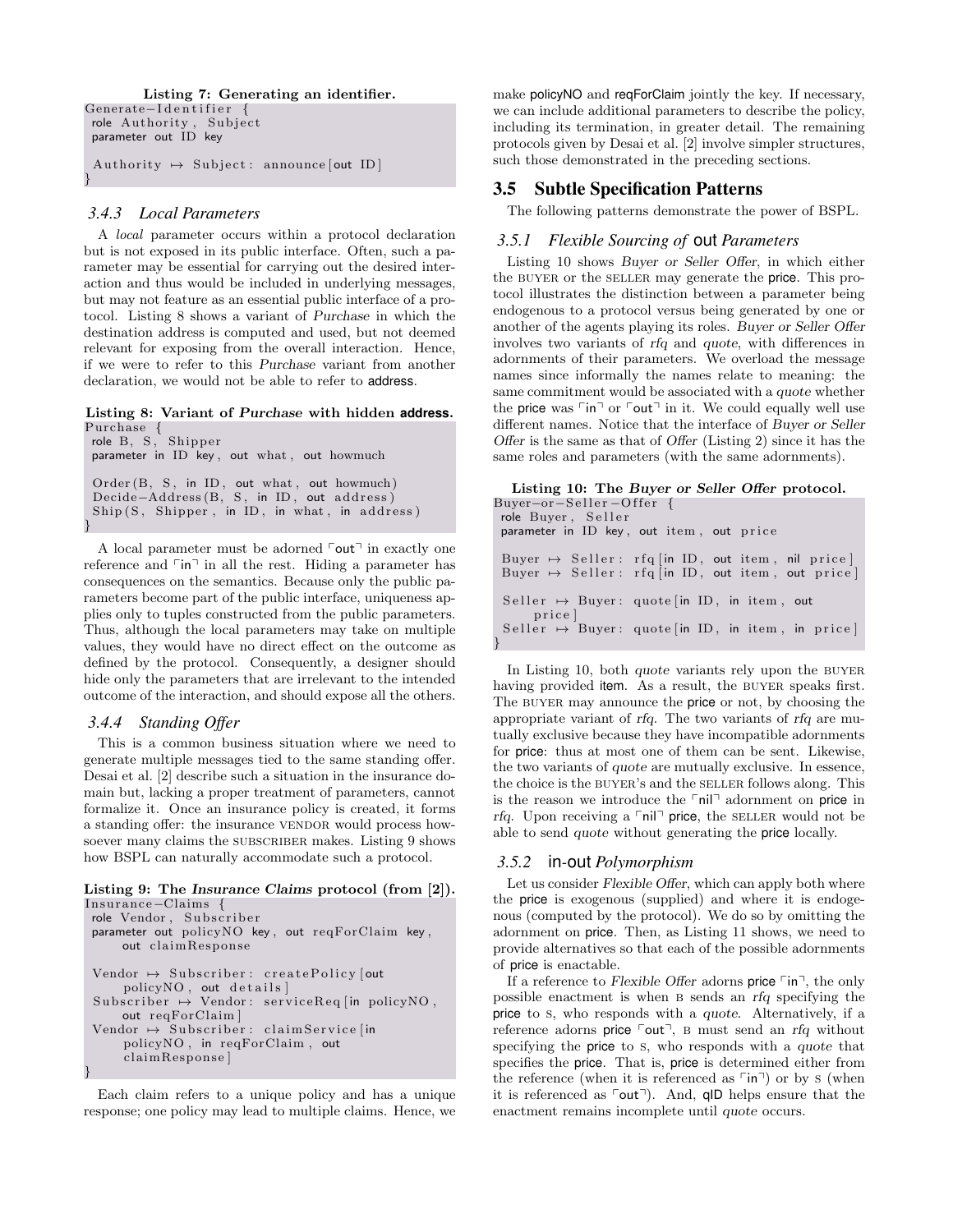**Listing 7: Generating an identifier.**

```
Generate-Identifier {
 role Authority, Subject
 parameter out ID key

 Authority ↦ Subject: announce[out ID]
}
```

### 3.4.3 Local Parameters

A *local* parameter occurs within a protocol declaration but is not exposed in its public interface. Often, such a parameter may be essential for carrying out the desired interaction and thus would be included in underlying messages, but may not feature as an essential public interface of a protocol. Listing 8 shows a variant of *Purchase* in which the destination address is computed and used, but not deemed relevant for exposing from the overall interaction. Hence, if we were to refer to this *Purchase* variant from another declaration, we would not be able to refer to address.

**Listing 8: Variant of *Purchase* with hidden address.**

```
Purchase {
 role B, S, Shipper
 parameter in ID key, out what, out howmuch

 Order(B, S, in ID, out what, out howmuch)
 Decide-Address(B, S, in ID, out address)
 Ship(S, Shipper, in ID, in what, in address)
}
```

A local parameter must be adorned ⌜out⌝ in exactly one reference and ⌜in⌝ in all the rest. Hiding a parameter has consequences on the semantics. Because only the public parameters become part of the public interface, uniqueness applies only to tuples constructed from the public parameters. Thus, although the local parameters may take on multiple values, they would have no direct effect on the outcome as defined by the protocol. Consequently, a designer should hide only the parameters that are irrelevant to the intended outcome of the interaction, and should expose all the others.

### 3.4.4 Standing Offer

This is a common business situation where we need to generate multiple messages tied to the same standing offer. Desai et al. [2] describe such a situation in the insurance domain but, lacking a proper treatment of parameters, cannot formalize it. Once an insurance policy is created, it forms a standing offer: the insurance VENDOR would process howsoever many claims the SUBSCRIBER makes. Listing 9 shows how BSPL can naturally accommodate such a protocol.

**Listing 9: The *Insurance Claims* protocol (from [2]).**

```
Insurance-Claims {
 role Vendor, Subscriber
 parameter out policyNO key, out reqForClaim key,
     out claimResponse

 Vendor ↦ Subscriber: createPolicy[out
     policyNO, out details]
 Subscriber ↦ Vendor: serviceReq[in policyNO,
     out reqForClaim]
 Vendor ↦ Subscriber: claimService[in
     policyNO, in reqForClaim, out
     claimResponse]
}
```

Each claim refers to a unique policy and has a unique response; one policy may lead to multiple claims. Hence, we make policyNO and reqForClaim jointly the key. If necessary, we can include additional parameters to describe the policy, including its termination, in greater detail. The remaining protocols given by Desai et al. [2] involve simpler structures, such those demonstrated in the preceding sections.

## 3.5 Subtle Specification Patterns

The following patterns demonstrate the power of BSPL.

### 3.5.1 Flexible Sourcing of out Parameters

Listing 10 shows *Buyer or Seller Offer*, in which either the BUYER or the SELLER may generate the price. This protocol illustrates the distinction between a parameter being endogenous to a protocol versus being generated by one or another of the agents playing its roles. *Buyer or Seller Offer* involves two variants of *rfq* and *quote*, with differences in adornments of their parameters. We overload the message names since informally the names relate to meaning: the same commitment would be associated with a *quote* whether the price was ⌜in⌝ or ⌜out⌝ in it. We could equally well use different names. Notice that the interface of *Buyer or Seller Offer* is the same as that of *Offer* (Listing 2) since it has the same roles and parameters (with the same adornments).

**Listing 10: The *Buyer or Seller Offer* protocol.**

```
Buyer-or-Seller-Offer {
 role Buyer, Seller
 parameter in ID key, out item, out price

 Buyer ↦ Seller: rfq[in ID, out item, nil price]
 Buyer ↦ Seller: rfq[in ID, out item, out price]

 Seller ↦ Buyer: quote[in ID, in item, out
     price]
 Seller ↦ Buyer: quote[in ID, in item, in price]
}
```

In Listing 10, both *quote* variants rely upon the BUYER having provided item. As a result, the BUYER speaks first. The BUYER may announce the price or not, by choosing the appropriate variant of *rfq*. The two variants of *rfq* are mutually exclusive because they have incompatible adornments for price: thus at most one of them can be sent. Likewise, the two variants of *quote* are mutually exclusive. In essence, the choice is the BUYER's and the SELLER follows along. This is the reason we introduce the ⌜nil⌝ adornment on price in *rfq*. Upon receiving a ⌜nil⌝ price, the SELLER would not be able to send *quote* without generating the price locally.

### 3.5.2 in-out Polymorphism

Let us consider *Flexible Offer*, which can apply both where the price is exogenous (supplied) and where it is endogenous (computed by the protocol). We do so by omitting the adornment on price. Then, as Listing 11 shows, we need to provide alternatives so that each of the possible adornments of price is enactable.

If a reference to *Flexible Offer* adorns price ⌜in⌝, the only possible enactment is when B sends an *rfq* specifying the price to S, who responds with a *quote*. Alternatively, if a reference adorns price ⌜out⌝, B must send an *rfq* without specifying the price to S, who responds with a *quote* that specifies the price. That is, price is determined either from the reference (when it is referenced as ⌜in⌝) or by S (when it is referenced as ⌜out⌝). And, qID helps ensure that the enactment remains incomplete until *quote* occurs.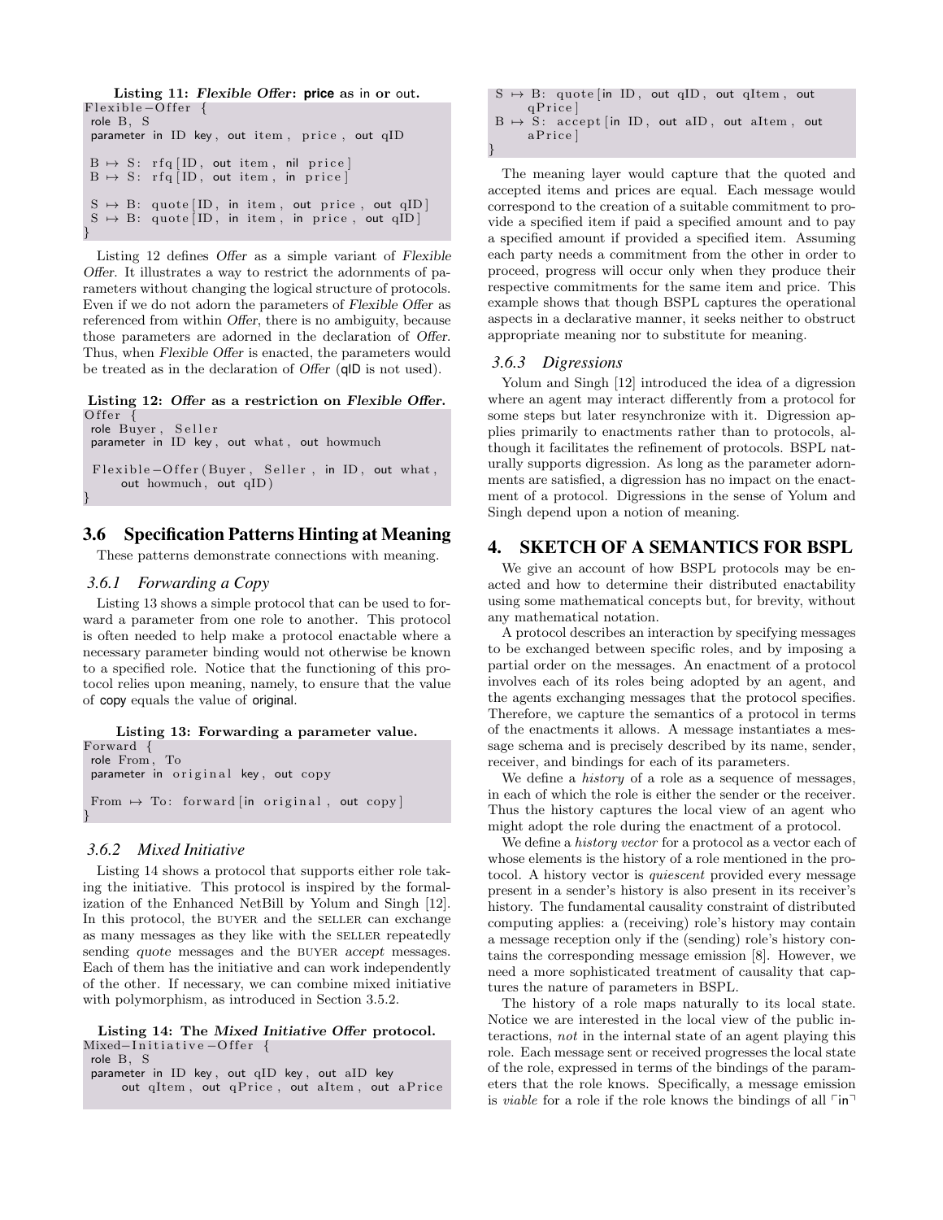**Listing 11: *Flexible Offer*: price as in or out.**

```
Flexible−Offer {
 role B, S
 parameter in ID key, out item, price, out qID

 B ↦ S: rfq[ID, out item, nil price]
 B ↦ S: rfq[ID, out item, in price]

 S ↦ B: quote[ID, in item, out price, out qID]
 S ↦ B: quote[ID, in item, in price, out qID]
}
```

Listing 12 defines *Offer* as a simple variant of *Flexible Offer*. It illustrates a way to restrict the adornments of parameters without changing the logical structure of protocols. Even if we do not adorn the parameters of *Flexible Offer* as referenced from within *Offer*, there is no ambiguity, because those parameters are adorned in the declaration of *Offer*. Thus, when *Flexible Offer* is enacted, the parameters would be treated as in the declaration of *Offer* (qID is not used).

**Listing 12: *Offer* as a restriction on *Flexible Offer*.**

```
Offer {
 role Buyer, Seller
 parameter in ID key, out what, out howmuch

 Flexible−Offer(Buyer, Seller, in ID, out what,
     out howmuch, out qID)
}
```

## 3.6 Specification Patterns Hinting at Meaning

These patterns demonstrate connections with meaning.

### 3.6.1 Forwarding a Copy

Listing 13 shows a simple protocol that can be used to forward a parameter from one role to another. This protocol is often needed to help make a protocol enactable where a necessary parameter binding would not otherwise be known to a specified role. Notice that the functioning of this protocol relies upon meaning, namely, to ensure that the value of copy equals the value of original.

**Listing 13: Forwarding a parameter value.**

```
Forward {
 role From, To
 parameter in original key, out copy

 From ↦ To: forward[in original, out copy]
}
```

### 3.6.2 Mixed Initiative

Listing 14 shows a protocol that supports either role taking the initiative. This protocol is inspired by the formalization of the Enhanced NetBill by Yolum and Singh [12]. In this protocol, the BUYER and the SELLER can exchange as many messages as they like with the SELLER repeatedly sending *quote* messages and the BUYER *accept* messages. Each of them has the initiative and can work independently of the other. If necessary, we can combine mixed initiative with polymorphism, as introduced in Section 3.5.2.

**Listing 14: The *Mixed Initiative Offer* protocol.**

```
Mixed−Initiative−Offer {
 role B, S
 parameter in ID key, out qID key, out aID key
     out qItem, out qPrice, out aItem, out aPrice

 S ↦ B: quote[in ID, out qID, out qItem, out
     qPrice]
 B ↦ S: accept[in ID, out aID, out aItem, out
     aPrice]
}
```

The meaning layer would capture that the quoted and accepted items and prices are equal. Each message would correspond to the creation of a suitable commitment to provide a specified item if paid a specified amount and to pay a specified amount if provided a specified item. Assuming each party needs a commitment from the other in order to proceed, progress will occur only when they produce their respective commitments for the same item and price. This example shows that though BSPL captures the operational aspects in a declarative manner, it seeks neither to obstruct appropriate meaning nor to substitute for meaning.

### 3.6.3 Digressions

Yolum and Singh [12] introduced the idea of a digression where an agent may interact differently from a protocol for some steps but later resynchronize with it. Digression applies primarily to enactments rather than to protocols, although it facilitates the refinement of protocols. BSPL naturally supports digression. As long as the parameter adornments are satisfied, a digression has no impact on the enactment of a protocol. Digressions in the sense of Yolum and Singh depend upon a notion of meaning.

# 4. SKETCH OF A SEMANTICS FOR BSPL

We give an account of how BSPL protocols may be enacted and how to determine their distributed enactability using some mathematical concepts but, for brevity, without any mathematical notation.

A protocol describes an interaction by specifying messages to be exchanged between specific roles, and by imposing a partial order on the messages. An enactment of a protocol involves each of its roles being adopted by an agent, and the agents exchanging messages that the protocol specifies. Therefore, we capture the semantics of a protocol in terms of the enactments it allows. A message instantiates a message schema and is precisely described by its name, sender, receiver, and bindings for each of its parameters.

We define a *history* of a role as a sequence of messages, in each of which the role is either the sender or the receiver. Thus the history captures the local view of an agent who might adopt the role during the enactment of a protocol.

We define a *history vector* for a protocol as a vector each of whose elements is the history of a role mentioned in the protocol. A history vector is *quiescent* provided every message present in a sender's history is also present in its receiver's history. The fundamental causality constraint of distributed computing applies: a (receiving) role's history may contain a message reception only if the (sending) role's history contains the corresponding message emission [8]. However, we need a more sophisticated treatment of causality that captures the nature of parameters in BSPL.

The history of a role maps naturally to its local state. Notice we are interested in the local view of the public interactions, *not* in the internal state of an agent playing this role. Each message sent or received progresses the local state of the role, expressed in terms of the bindings of the parameters that the role knows. Specifically, a message emission is *viable* for a role if the role knows the bindings of all ⌜in⌝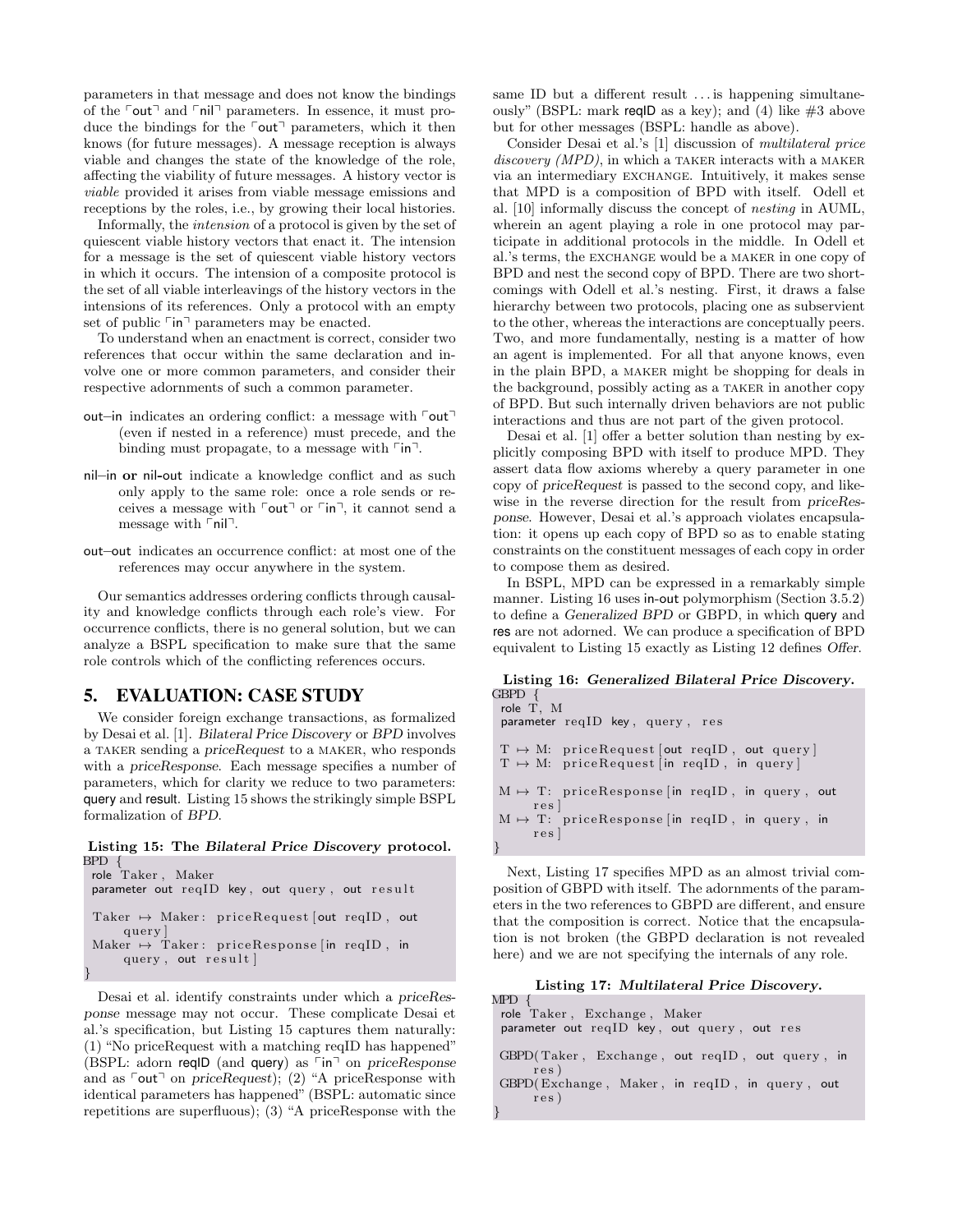parameters in that message and does not know the bindings of the ⌜out⌝ and ⌜nil⌝ parameters. In essence, it must produce the bindings for the ⌜out⌝ parameters, which it then knows (for future messages). A message reception is always viable and changes the state of the knowledge of the role, affecting the viability of future messages. A history vector is *viable* provided it arises from viable message emissions and receptions by the roles, i.e., by growing their local histories.

Informally, the *intension* of a protocol is given by the set of quiescent viable history vectors that enact it. The intension for a message is the set of quiescent viable history vectors in which it occurs. The intension of a composite protocol is the set of all viable interleavings of the history vectors in the intensions of its references. Only a protocol with an empty set of public ⌜in⌝ parameters may be enacted.

To understand when an enactment is correct, consider two references that occur within the same declaration and involve one or more common parameters, and consider their respective adornments of such a common parameter.

- out–in indicates an ordering conflict: a message with ⌜out⌝ (even if nested in a reference) must precede, and the binding must propagate, to a message with ⌜in⌝.
- nil–in **or** nil-out indicate a knowledge conflict and as such only apply to the same role: once a role sends or receives a message with ⌜out⌝ or ⌜in⌝, it cannot send a message with ⌜nil⌝.
- out–out indicates an occurrence conflict: at most one of the references may occur anywhere in the system.

Our semantics addresses ordering conflicts through causality and knowledge conflicts through each role's view. For occurrence conflicts, there is no general solution, but we can analyze a BSPL specification to make sure that the same role controls which of the conflicting references occurs.

## 5. EVALUATION: CASE STUDY

We consider foreign exchange transactions, as formalized by Desai et al. [1]. *Bilateral Price Discovery* or *BPD* involves a TAKER sending a *priceRequest* to a MAKER, who responds with a *priceResponse*. Each message specifies a number of parameters, which for clarity we reduce to two parameters: query and result. Listing 15 shows the strikingly simple BSPL formalization of *BPD*.

**Listing 15: The *Bilateral Price Discovery* protocol.**

```
BPD {
 role Taker, Maker
 parameter out reqID key, out query, out result

 Taker ↦ Maker: priceRequest[out reqID, out
     query]
 Maker ↦ Taker: priceResponse[in reqID, in
     query, out result]
}
```

Desai et al. identify constraints under which a *priceResponse* message may not occur. These complicate Desai et al.'s specification, but Listing 15 captures them naturally: (1) "No priceRequest with a matching reqID has happened" (BSPL: adorn reqID (and query) as ⌜in⌝ on *priceResponse* and as ⌜out⌝ on *priceRequest*); (2) "A priceResponse with identical parameters has happened" (BSPL: automatic since repetitions are superfluous); (3) "A priceResponse with the same ID but a different result ... is happening simultaneously" (BSPL: mark reqID as a key); and (4) like #3 above but for other messages (BSPL: handle as above).

Consider Desai et al.'s [1] discussion of *multilateral price discovery (MPD)*, in which a TAKER interacts with a MAKER via an intermediary EXCHANGE. Intuitively, it makes sense that MPD is a composition of BPD with itself. Odell et al. [10] informally discuss the concept of *nesting* in AUML, wherein an agent playing a role in one protocol may participate in additional protocols in the middle. In Odell et al.'s terms, the EXCHANGE would be a MAKER in one copy of BPD and nest the second copy of BPD. There are two shortcomings with Odell et al.'s nesting. First, it draws a false hierarchy between two protocols, placing one as subservient to the other, whereas the interactions are conceptually peers. Two, and more fundamentally, nesting is a matter of how an agent is implemented. For all that anyone knows, even in the plain BPD, a MAKER might be shopping for deals in the background, possibly acting as a TAKER in another copy of BPD. But such internally driven behaviors are not public interactions and thus are not part of the given protocol.

Desai et al. [1] offer a better solution than nesting by explicitly composing BPD with itself to produce MPD. They assert data flow axioms whereby a query parameter in one copy of *priceRequest* is passed to the second copy, and likewise in the reverse direction for the result from *priceResponse*. However, Desai et al.'s approach violates encapsulation: it opens up each copy of BPD so as to enable stating constraints on the constituent messages of each copy in order to compose them as desired.

In BSPL, MPD can be expressed in a remarkably simple manner. Listing 16 uses in-out polymorphism (Section 3.5.2) to define a *Generalized BPD* or GBPD, in which query and res are not adorned. We can produce a specification of BPD equivalent to Listing 15 exactly as Listing 12 defines *Offer*.

**Listing 16: *Generalized Bilateral Price Discovery.***

```
GBPD {
 role T, M
 parameter reqID key, query, res

 T ↦ M: priceRequest[out reqID, out query]
 T ↦ M: priceRequest[in reqID, in query]

 M ↦ T: priceResponse[in reqID, in query, out
     res]
 M ↦ T: priceResponse[in reqID, in query, in
     res]
}
```

Next, Listing 17 specifies MPD as an almost trivial composition of GBPD with itself. The adornments of the parameters in the two references to GBPD are different, and ensure that the composition is correct. Notice that the encapsulation is not broken (the GBPD declaration is not revealed here) and we are not specifying the internals of any role.

**Listing 17: *Multilateral Price Discovery.***

```
MPD {
 role Taker, Exchange, Maker
 parameter out reqID key, out query, out res

 GBPD(Taker, Exchange, out reqID, out query, in
     res)
 GBPD(Exchange, Maker, in reqID, in query, out
     res)
}
```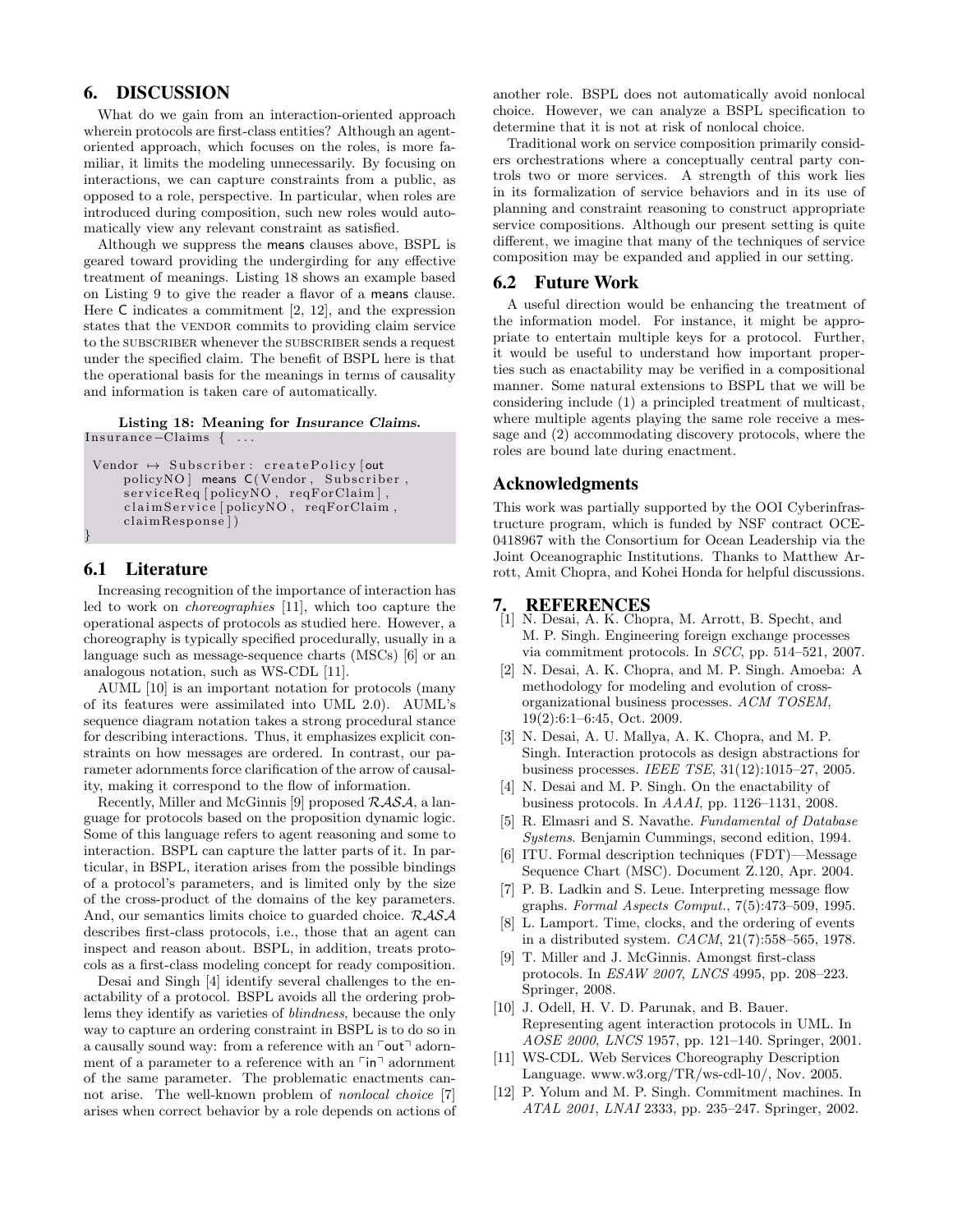## 6. DISCUSSION

What do we gain from an interaction-oriented approach wherein protocols are first-class entities? Although an agent-oriented approach, which focuses on the roles, is more familiar, it limits the modeling unnecessarily. By focusing on interactions, we can capture constraints from a public, as opposed to a role, perspective. In particular, when roles are introduced during composition, such new roles would automatically view any relevant constraint as satisfied.

Although we suppress the means clauses above, BSPL is geared toward providing the undergirding for any effective treatment of meanings. Listing 18 shows an example based on Listing 9 to give the reader a flavor of a means clause. Here C indicates a commitment [2, 12], and the expression states that the VENDOR commits to providing claim service to the SUBSCRIBER whenever the SUBSCRIBER sends a request under the specified claim. The benefit of BSPL here is that the operational basis for the meanings in terms of causality and information is taken care of automatically.

**Listing 18: Meaning for *Insurance Claims*.**

```
Insurance−Claims { ...

 Vendor ↦ Subscriber: createPolicy[out
     policyNO] means C(Vendor, Subscriber,
     serviceReq[policyNO, reqForClaim],
     claimService[policyNO, reqForClaim,
     claimResponse])
}
```

### 6.1 Literature

Increasing recognition of the importance of interaction has led to work on *choreographies* [11], which too capture the operational aspects of protocols as studied here. However, a choreography is typically specified procedurally, usually in a language such as message-sequence charts (MSCs) [6] or an analogous notation, such as WS-CDL [11].

AUML [10] is an important notation for protocols (many of its features were assimilated into UML 2.0). AUML's sequence diagram notation takes a strong procedural stance for describing interactions. Thus, it emphasizes explicit constraints on how messages are ordered. In contrast, our parameter adornments force clarification of the arrow of causality, making it correspond to the flow of information.

Recently, Miller and McGinnis [9] proposed $\mathcal{RASA}$, a language for protocols based on the proposition dynamic logic. Some of this language refers to agent reasoning and some to interaction. BSPL can capture the latter parts of it. In particular, in BSPL, iteration arises from the possible bindings of a protocol's parameters, and is limited only by the size of the cross-product of the domains of the key parameters. And, our semantics limits choice to guarded choice. $\mathcal{RASA}$ describes first-class protocols, i.e., those that an agent can inspect and reason about. BSPL, in addition, treats protocols as a first-class modeling concept for ready composition.

Desai and Singh [4] identify several challenges to the enactability of a protocol. BSPL avoids all the ordering problems they identify as varieties of *blindness*, because the only way to capture an ordering constraint in BSPL is to do so in a causally sound way: from a reference with an ⌜out⌝ adornment of a parameter to a reference with an ⌜in⌝ adornment of the same parameter. The problematic enactments cannot arise. The well-known problem of *nonlocal choice* [7] arises when correct behavior by a role depends on actions of another role. BSPL does not automatically avoid nonlocal choice. However, we can analyze a BSPL specification to determine that it is not at risk of nonlocal choice.

Traditional work on service composition primarily considers orchestrations where a conceptually central party controls two or more services. A strength of this work lies in its formalization of service behaviors and in its use of planning and constraint reasoning to construct appropriate service compositions. Although our present setting is quite different, we imagine that many of the techniques of service composition may be expanded and applied in our setting.

### 6.2 Future Work

A useful direction would be enhancing the treatment of the information model. For instance, it might be appropriate to entertain multiple keys for a protocol. Further, it would be useful to understand how important properties such as enactability may be verified in a compositional manner. Some natural extensions to BSPL that we will be considering include (1) a principled treatment of multicast, where multiple agents playing the same role receive a message and (2) accommodating discovery protocols, where the roles are bound late during enactment.

## Acknowledgments

This work was partially supported by the OOI Cyberinfrastructure program, which is funded by NSF contract OCE-0418967 with the Consortium for Ocean Leadership via the Joint Oceanographic Institutions. Thanks to Matthew Arrott, Amit Chopra, and Kohei Honda for helpful discussions.

## 7. REFERENCES

[1] N. Desai, A. K. Chopra, M. Arrott, B. Specht, and M. P. Singh. Engineering foreign exchange processes via commitment protocols. In *SCC*, pp. 514–521, 2007.

[2] N. Desai, A. K. Chopra, and M. P. Singh. Amoeba: A methodology for modeling and evolution of cross-organizational business processes. *ACM TOSEM*, 19(2):6:1–6:45, Oct. 2009.

[3] N. Desai, A. U. Mallya, A. K. Chopra, and M. P. Singh. Interaction protocols as design abstractions for business processes. *IEEE TSE*, 31(12):1015–27, 2005.

[4] N. Desai and M. P. Singh. On the enactability of business protocols. In *AAAI*, pp. 1126–1131, 2008.

[5] R. Elmasri and S. Navathe. *Fundamental of Database Systems*. Benjamin Cummings, second edition, 1994.

[6] ITU. Formal description techniques (FDT)—Message Sequence Chart (MSC). Document Z.120, Apr. 2004.

[7] P. B. Ladkin and S. Leue. Interpreting message flow graphs. *Formal Aspects Comput.*, 7(5):473–509, 1995.

[8] L. Lamport. Time, clocks, and the ordering of events in a distributed system. *CACM*, 21(7):558–565, 1978.

[9] T. Miller and J. McGinnis. Amongst first-class protocols. In *ESAW 2007*, *LNCS* 4995, pp. 208–223. Springer, 2008.

[10] J. Odell, H. V. D. Parunak, and B. Bauer. Representing agent interaction protocols in UML. In *AOSE 2000*, *LNCS* 1957, pp. 121–140. Springer, 2001.

[11] WS-CDL. Web Services Choreography Description Language. www.w3.org/TR/ws-cdl-10/, Nov. 2005.

[12] P. Yolum and M. P. Singh. Commitment machines. In *ATAL 2001*, *LNAI* 2333, pp. 235–247. Springer, 2002.